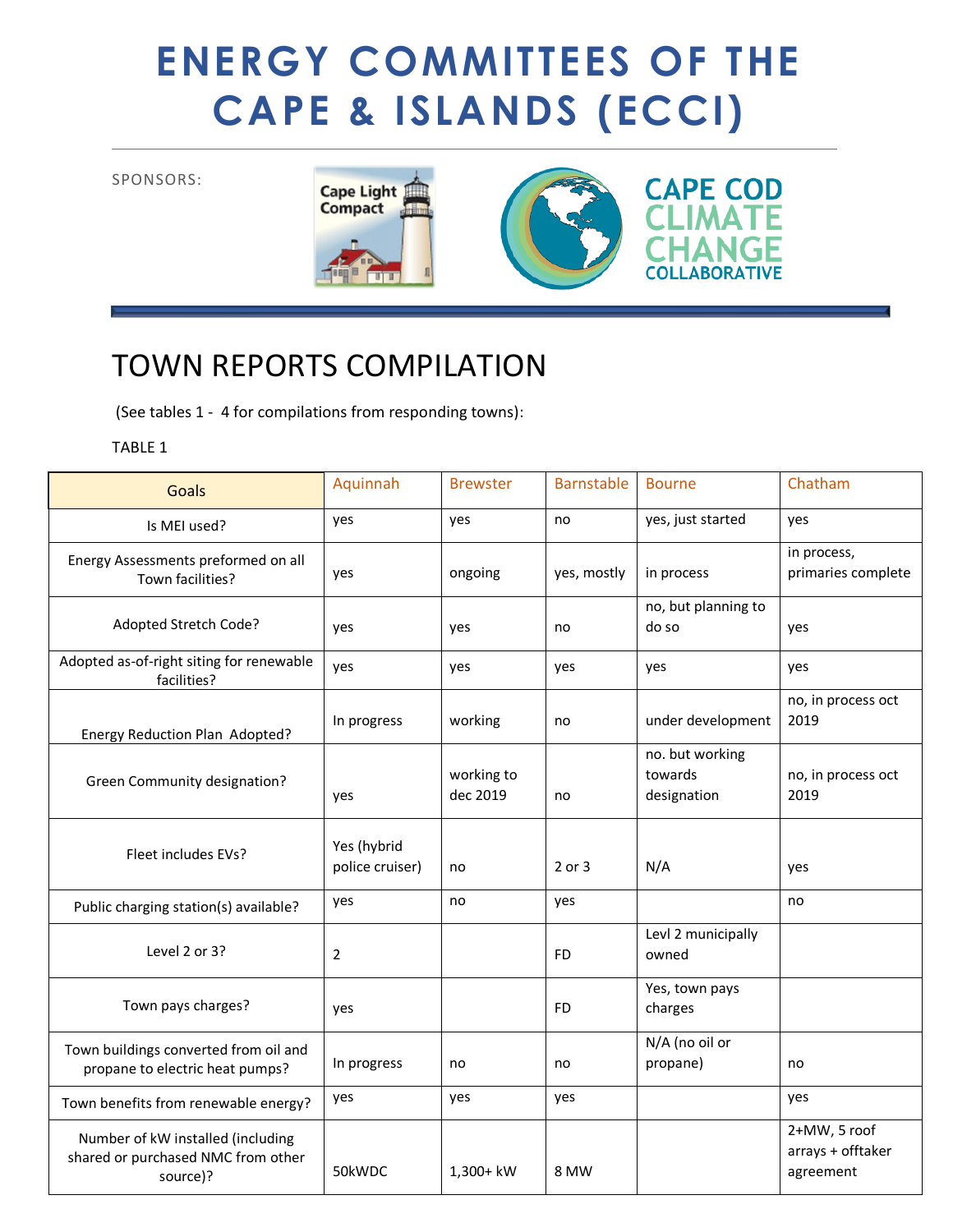# ENERGY COMMITTEES OF THE CAPE & ISLANDS (ECCI)

SPONSORS:

Cape Light Compact

CAPE COD CLIMATE CHANGE COLLABORATIVE

## TOWN REPORTS COMPILATION

(See tables 1 - 4 for compilations from responding towns):

TABLE 1

| Goals | Aquinnah | Brewster | Barnstable | Bourne | Chatham |
|---|---|---|---|---|---|
| Is MEI used? | yes | yes | no | yes, just started | yes |
| Energy Assessments preformed on all Town facilities? | yes | ongoing | yes, mostly | in process | in process, primaries complete |
| Adopted Stretch Code? | yes | yes | no | no, but planning to do so | yes |
| Adopted as-of-right siting for renewable facilities? | yes | yes | yes | yes | yes |
| Energy Reduction Plan Adopted? | In progress | working | no | under development | no, in process oct 2019 |
| Green Community designation? | yes | working to dec 2019 | no | no. but working towards designation | no, in process oct 2019 |
| Fleet includes EVs? | Yes (hybrid police cruiser) | no | 2 or 3 | N/A | yes |
| Public charging station(s) available? | yes | no | yes | | no |
| Level 2 or 3? | 2 | | FD | Levl 2 municipally owned | |
| Town pays charges? | yes | | FD | Yes, town pays charges | |
| Town buildings converted from oil and propane to electric heat pumps? | In progress | no | no | N/A (no oil or propane) | no |
| Town benefits from renewable energy? | yes | yes | yes | | yes |
| Number of kW installed (including shared or purchased NMC from other source)? | 50kWDC | 1,300+ kW | 8 MW | | 2+MW, 5 roof arrays + offtaker agreement |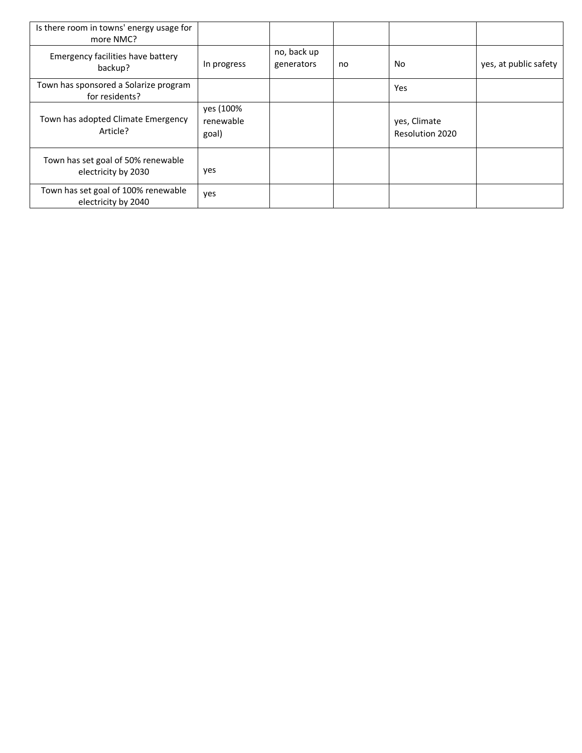| | | | | | |
|---|---|---|---|---|---|
| Is there room in towns' energy usage for more NMC? | | | | | |
| Emergency facilities have battery backup? | In progress | no, back up generators | no | No | yes, at public safety |
| Town has sponsored a Solarize program for residents? | | | | Yes | |
| Town has adopted Climate Emergency Article? | yes (100% renewable goal) | | | yes, Climate Resolution 2020 | |
| Town has set goal of 50% renewable electricity by 2030 | yes | | | | |
| Town has set goal of 100% renewable electricity by 2040 | yes | | | | |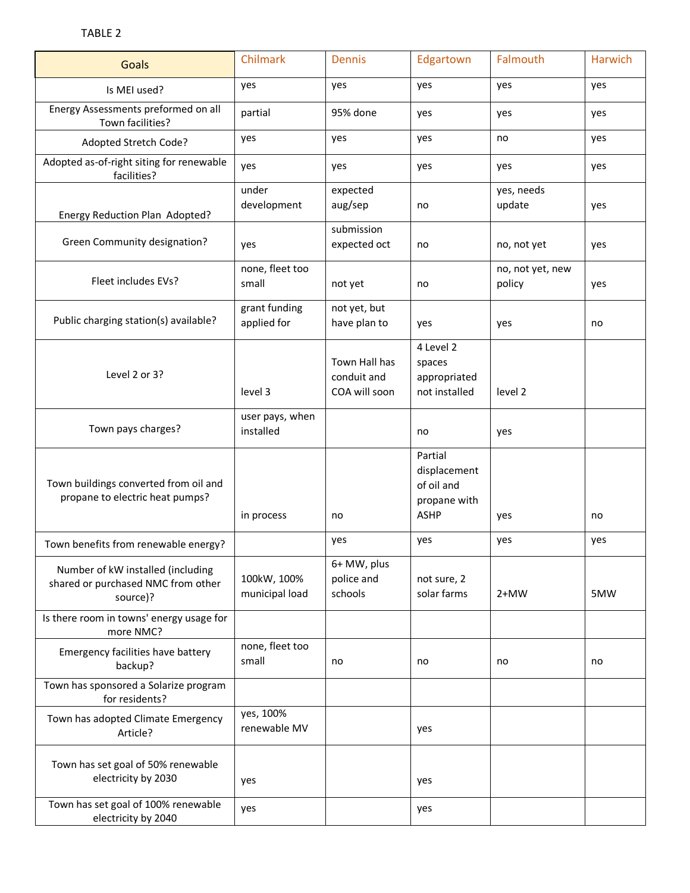TABLE 2

| Goals | Chilmark | Dennis | Edgartown | Falmouth | Harwich |
|---|---|---|---|---|---|
| Is MEI used? | yes | yes | yes | yes | yes |
| Energy Assessments preformed on all Town facilities? | partial | 95% done | yes | yes | yes |
| Adopted Stretch Code? | yes | yes | yes | no | yes |
| Adopted as-of-right siting for renewable facilities? | yes | yes | yes | yes | yes |
| Energy Reduction Plan Adopted? | under development | expected aug/sep | no | yes, needs update | yes |
| Green Community designation? | yes | submission expected oct | no | no, not yet | yes |
| Fleet includes EVs? | none, fleet too small | not yet | no | no, not yet, new policy | yes |
| Public charging station(s) available? | grant funding applied for | not yet, but have plan to | yes | yes | no |
| Level 2 or 3? | level 3 | Town Hall has conduit and COA will soon | 4 Level 2 spaces appropriated not installed | level 2 | |
| Town pays charges? | user pays, when installed | | no | yes | |
| Town buildings converted from oil and propane to electric heat pumps? | in process | no | Partial displacement of oil and propane with ASHP | yes | no |
| Town benefits from renewable energy? | | yes | yes | yes | yes |
| Number of kW installed (including shared or purchased NMC from other source)? | 100kW, 100% municipal load | 6+ MW, plus police and schools | not sure, 2 solar farms | 2+MW | 5MW |
| Is there room in towns' energy usage for more NMC? | | | | | |
| Emergency facilities have battery backup? | none, fleet too small | no | no | no | no |
| Town has sponsored a Solarize program for residents? | | | | | |
| Town has adopted Climate Emergency Article? | yes, 100% renewable MV | | yes | | |
| Town has set goal of 50% renewable electricity by 2030 | yes | | yes | | |
| Town has set goal of 100% renewable electricity by 2040 | yes | | yes | | |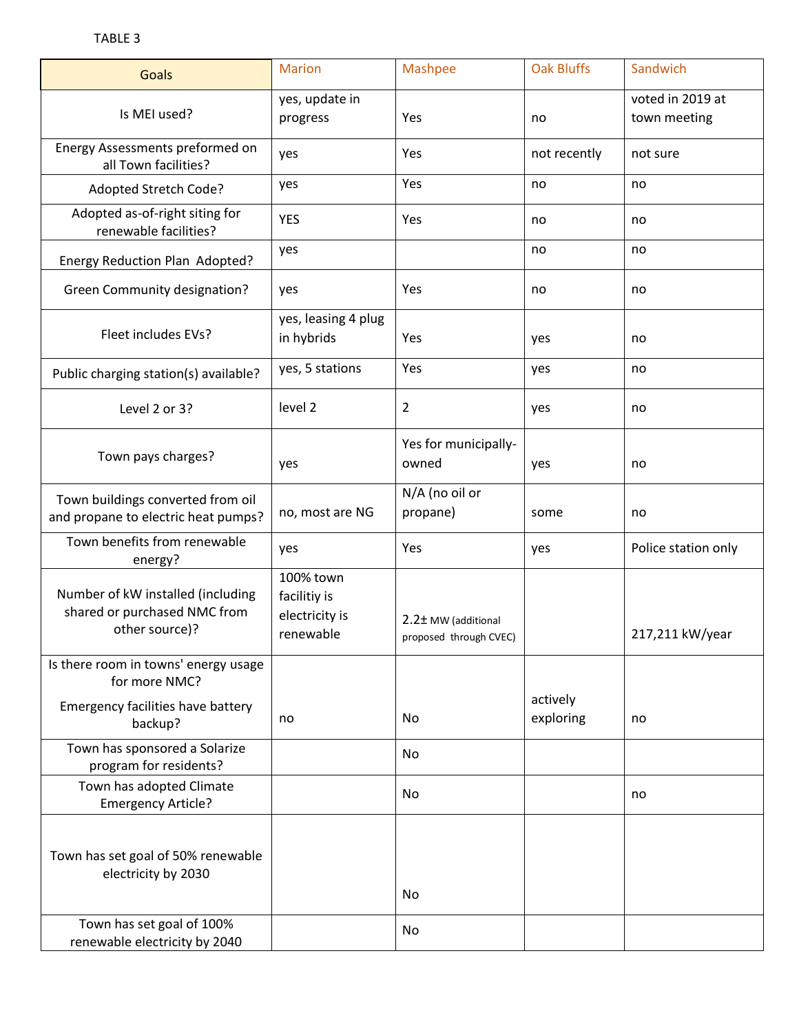TABLE 3

| Goals | Marion | Mashpee | Oak Bluffs | Sandwich |
|---|---|---|---|---|
| Is MEI used? | yes, update in progress | Yes | no | voted in 2019 at town meeting |
| Energy Assessments preformed on all Town facilities? | yes | Yes | not recently | not sure |
| Adopted Stretch Code? | yes | Yes | no | no |
| Adopted as-of-right siting for renewable facilities? | YES | Yes | no | no |
| Energy Reduction Plan Adopted? | yes | | no | no |
| Green Community designation? | yes | Yes | no | no |
| Fleet includes EVs? | yes, leasing 4 plug in hybrids | Yes | yes | no |
| Public charging station(s) available? | yes, 5 stations | Yes | yes | no |
| Level 2 or 3? | level 2 | 2 | yes | no |
| Town pays charges? | yes | Yes for municipally-owned | yes | no |
| Town buildings converted from oil and propane to electric heat pumps? | no, most are NG | N/A (no oil or propane) | some | no |
| Town benefits from renewable energy? | yes | Yes | yes | Police station only |
| Number of kW installed (including shared or purchased NMC from other source)? | 100% town facilitiy is electricity is renewable | 2.2± MW (additional proposed through CVEC) | | 217,211 kW/year |
| Is there room in towns' energy usage for more NMC? Emergency facilities have battery backup? | no | No | actively exploring | no |
| Town has sponsored a Solarize program for residents? | | No | | |
| Town has adopted Climate Emergency Article? | | No | | no |
| Town has set goal of 50% renewable electricity by 2030 | | No | | |
| Town has set goal of 100% renewable electricity by 2040 | | No | | |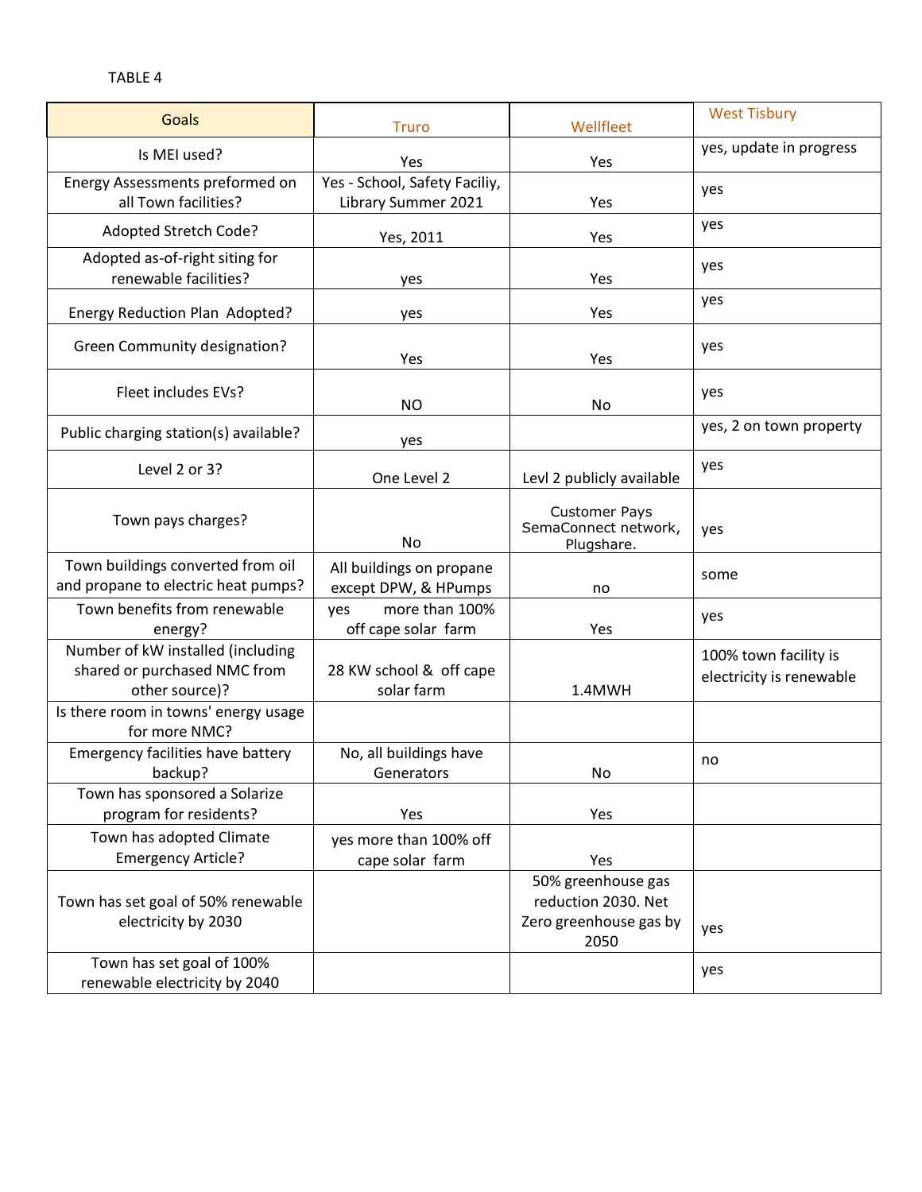TABLE 4

| Goals | Truro | Wellfleet | West Tisbury |
|---|---|---|---|
| Is MEI used? | Yes | Yes | yes, update in progress |
| Energy Assessments preformed on all Town facilities? | Yes - School, Safety Faciliy, Library Summer 2021 | Yes | yes |
| Adopted Stretch Code? | Yes, 2011 | Yes | yes |
| Adopted as-of-right siting for renewable facilities? | yes | Yes | yes |
| Energy Reduction Plan Adopted? | yes | Yes | yes |
| Green Community designation? | Yes | Yes | yes |
| Fleet includes EVs? | NO | No | yes |
| Public charging station(s) available? | yes | | yes, 2 on town property |
| Level 2 or 3? | One Level 2 | Levl 2 publicly available | yes |
| Town pays charges? | No | Customer Pays SemaConnect network, Plugshare. | yes |
| Town buildings converted from oil and propane to electric heat pumps? | All buildings on propane except DPW, & HPumps | no | some |
| Town benefits from renewable energy? | yes more than 100% off cape solar farm | Yes | yes |
| Number of kW installed (including shared or purchased NMC from other source)? | 28 KW school & off cape solar farm | 1.4MWH | 100% town facility is electricity is renewable |
| Is there room in towns' energy usage for more NMC? | | | |
| Emergency facilities have battery backup? | No, all buildings have Generators | No | no |
| Town has sponsored a Solarize program for residents? | Yes | Yes | |
| Town has adopted Climate Emergency Article? | yes more than 100% off cape solar farm | Yes | |
| Town has set goal of 50% renewable electricity by 2030 | | 50% greenhouse gas reduction 2030. Net Zero greenhouse gas by 2050 | yes |
| Town has set goal of 100% renewable electricity by 2040 | | | yes |